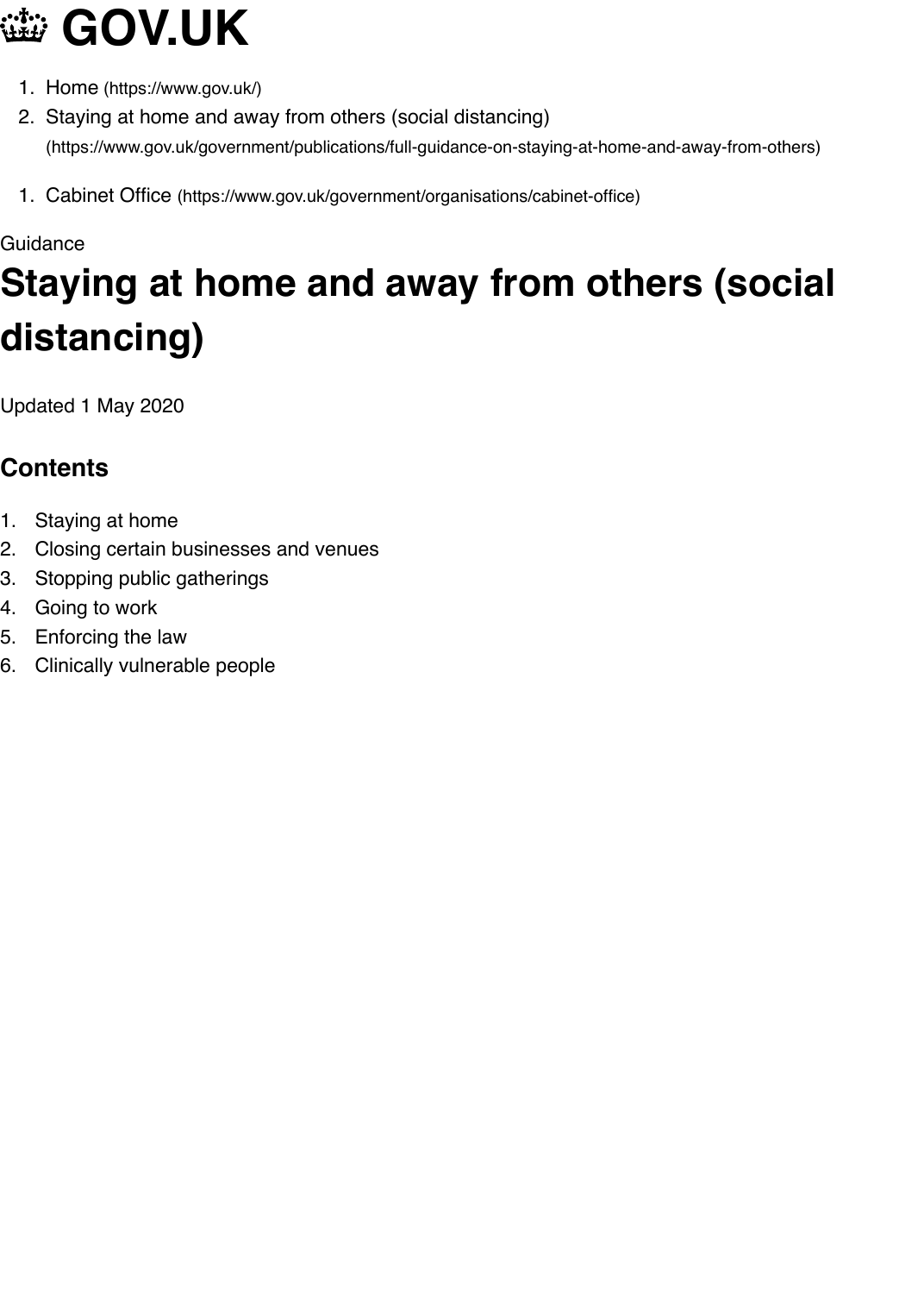# 👑 GOV.UK

1. Home (https://www.gov.uk/)
2. Staying at home and away from others (social distancing) (https://www.gov.uk/government/publications/full-guidance-on-staying-at-home-and-away-from-others)

1. Cabinet Office (https://www.gov.uk/government/organisations/cabinet-office)

Guidance

# Staying at home and away from others (social distancing)

Updated 1 May 2020

## Contents

1. Staying at home
2. Closing certain businesses and venues
3. Stopping public gatherings
4. Going to work
5. Enforcing the law
6. Clinically vulnerable people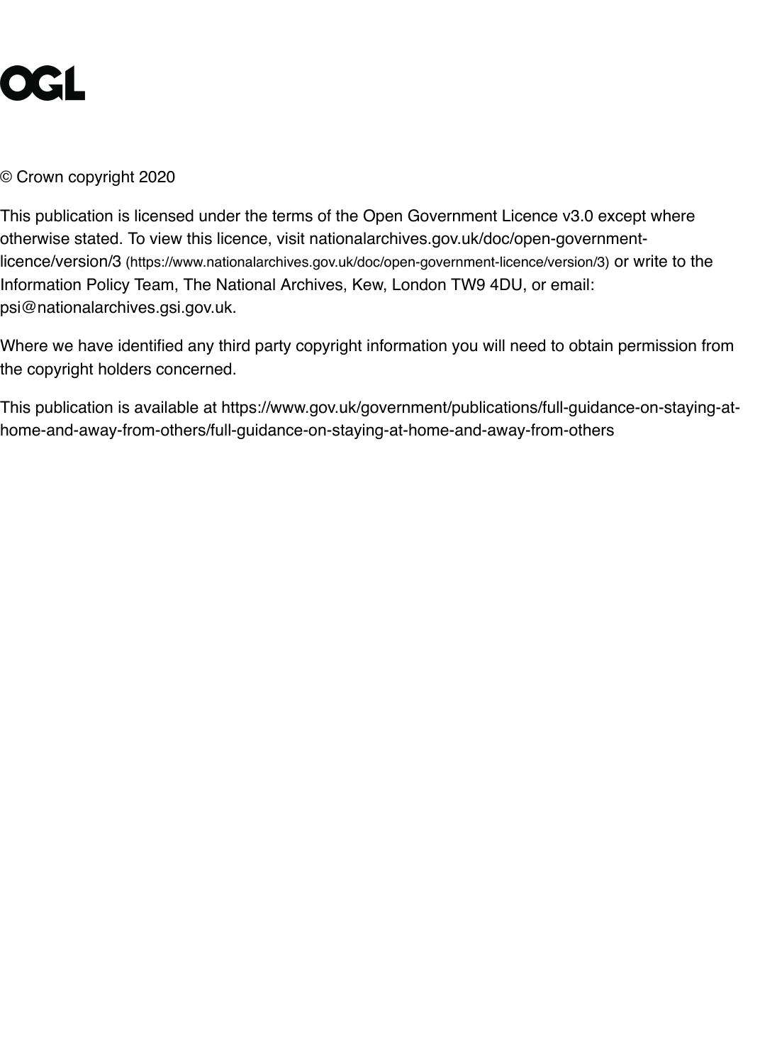OGL

© Crown copyright 2020

This publication is licensed under the terms of the Open Government Licence v3.0 except where otherwise stated. To view this licence, visit nationalarchives.gov.uk/doc/open-government-licence/version/3 (https://www.nationalarchives.gov.uk/doc/open-government-licence/version/3) or write to the Information Policy Team, The National Archives, Kew, London TW9 4DU, or email: psi@nationalarchives.gsi.gov.uk.

Where we have identified any third party copyright information you will need to obtain permission from the copyright holders concerned.

This publication is available at https://www.gov.uk/government/publications/full-guidance-on-staying-at-home-and-away-from-others/full-guidance-on-staying-at-home-and-away-from-others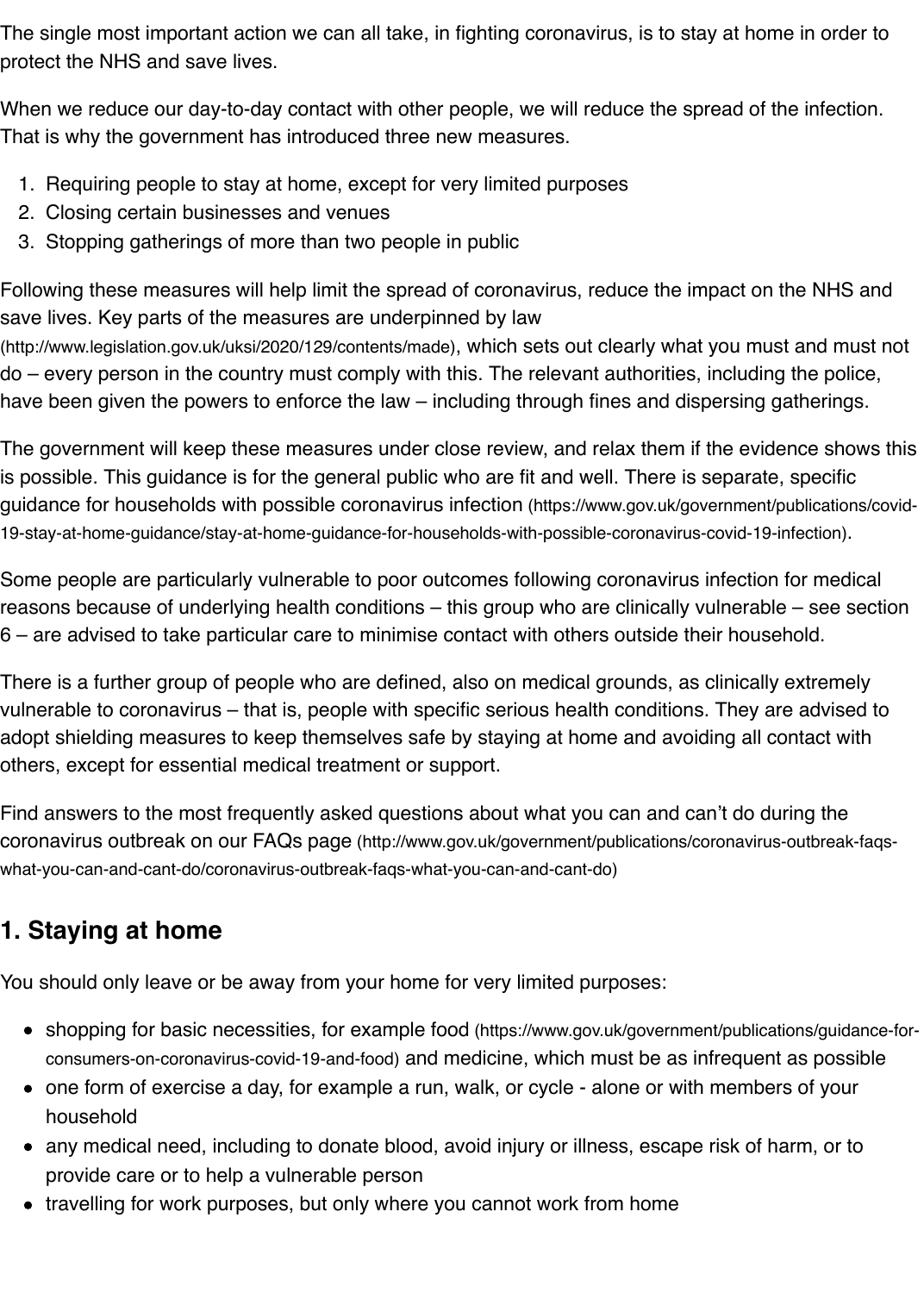The single most important action we can all take, in fighting coronavirus, is to stay at home in order to protect the NHS and save lives.

When we reduce our day-to-day contact with other people, we will reduce the spread of the infection. That is why the government has introduced three new measures.

1. Requiring people to stay at home, except for very limited purposes
2. Closing certain businesses and venues
3. Stopping gatherings of more than two people in public

Following these measures will help limit the spread of coronavirus, reduce the impact on the NHS and save lives. Key parts of the measures are underpinned by law (http://www.legislation.gov.uk/uksi/2020/129/contents/made), which sets out clearly what you must and must not do – every person in the country must comply with this. The relevant authorities, including the police, have been given the powers to enforce the law – including through fines and dispersing gatherings.

The government will keep these measures under close review, and relax them if the evidence shows this is possible. This guidance is for the general public who are fit and well. There is separate, specific guidance for households with possible coronavirus infection (https://www.gov.uk/government/publications/covid-19-stay-at-home-guidance/stay-at-home-guidance-for-households-with-possible-coronavirus-covid-19-infection).

Some people are particularly vulnerable to poor outcomes following coronavirus infection for medical reasons because of underlying health conditions – this group who are clinically vulnerable – see section 6 – are advised to take particular care to minimise contact with others outside their household.

There is a further group of people who are defined, also on medical grounds, as clinically extremely vulnerable to coronavirus – that is, people with specific serious health conditions. They are advised to adopt shielding measures to keep themselves safe by staying at home and avoiding all contact with others, except for essential medical treatment or support.

Find answers to the most frequently asked questions about what you can and can't do during the coronavirus outbreak on our FAQs page (http://www.gov.uk/government/publications/coronavirus-outbreak-faqs-what-you-can-and-cant-do/coronavirus-outbreak-faqs-what-you-can-and-cant-do)

## 1. Staying at home

You should only leave or be away from your home for very limited purposes:

- shopping for basic necessities, for example food (https://www.gov.uk/government/publications/guidance-for-consumers-on-coronavirus-covid-19-and-food) and medicine, which must be as infrequent as possible
- one form of exercise a day, for example a run, walk, or cycle - alone or with members of your household
- any medical need, including to donate blood, avoid injury or illness, escape risk of harm, or to provide care or to help a vulnerable person
- travelling for work purposes, but only where you cannot work from home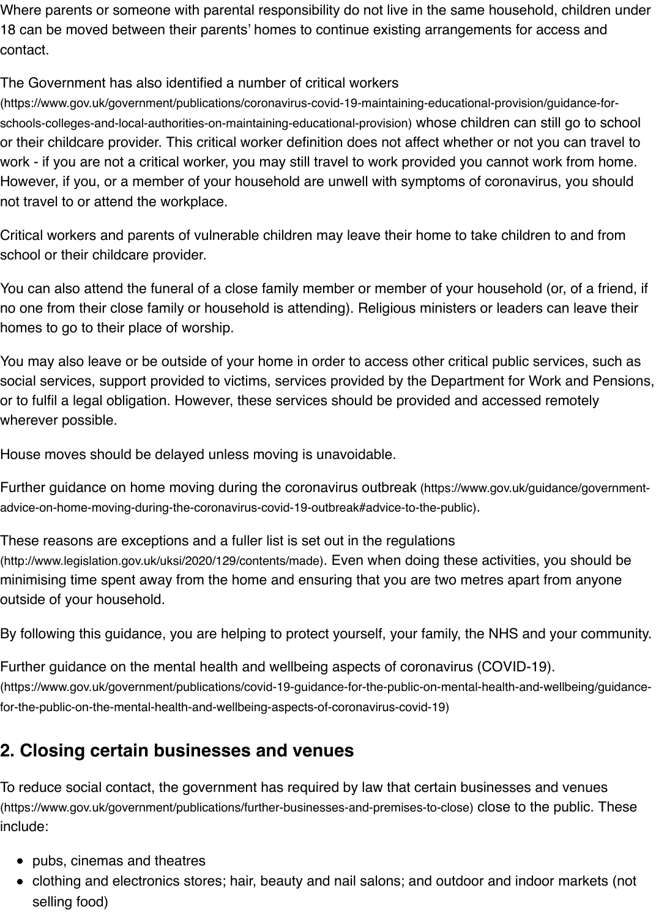Where parents or someone with parental responsibility do not live in the same household, children under 18 can be moved between their parents' homes to continue existing arrangements for access and contact.

The Government has also identified a number of critical workers (https://www.gov.uk/government/publications/coronavirus-covid-19-maintaining-educational-provision/guidance-for-schools-colleges-and-local-authorities-on-maintaining-educational-provision) whose children can still go to school or their childcare provider. This critical worker definition does not affect whether or not you can travel to work - if you are not a critical worker, you may still travel to work provided you cannot work from home. However, if you, or a member of your household are unwell with symptoms of coronavirus, you should not travel to or attend the workplace.

Critical workers and parents of vulnerable children may leave their home to take children to and from school or their childcare provider.

You can also attend the funeral of a close family member or member of your household (or, of a friend, if no one from their close family or household is attending). Religious ministers or leaders can leave their homes to go to their place of worship.

You may also leave or be outside of your home in order to access other critical public services, such as social services, support provided to victims, services provided by the Department for Work and Pensions, or to fulfil a legal obligation. However, these services should be provided and accessed remotely wherever possible.

House moves should be delayed unless moving is unavoidable.

Further guidance on home moving during the coronavirus outbreak (https://www.gov.uk/guidance/government-advice-on-home-moving-during-the-coronavirus-covid-19-outbreak#advice-to-the-public).

These reasons are exceptions and a fuller list is set out in the regulations (http://www.legislation.gov.uk/uksi/2020/129/contents/made). Even when doing these activities, you should be minimising time spent away from the home and ensuring that you are two metres apart from anyone outside of your household.

By following this guidance, you are helping to protect yourself, your family, the NHS and your community.

Further guidance on the mental health and wellbeing aspects of coronavirus (COVID-19). (https://www.gov.uk/government/publications/covid-19-guidance-for-the-public-on-mental-health-and-wellbeing/guidance-for-the-public-on-the-mental-health-and-wellbeing-aspects-of-coronavirus-covid-19)

## 2. Closing certain businesses and venues

To reduce social contact, the government has required by law that certain businesses and venues (https://www.gov.uk/government/publications/further-businesses-and-premises-to-close) close to the public. These include:

- pubs, cinemas and theatres
- clothing and electronics stores; hair, beauty and nail salons; and outdoor and indoor markets (not selling food)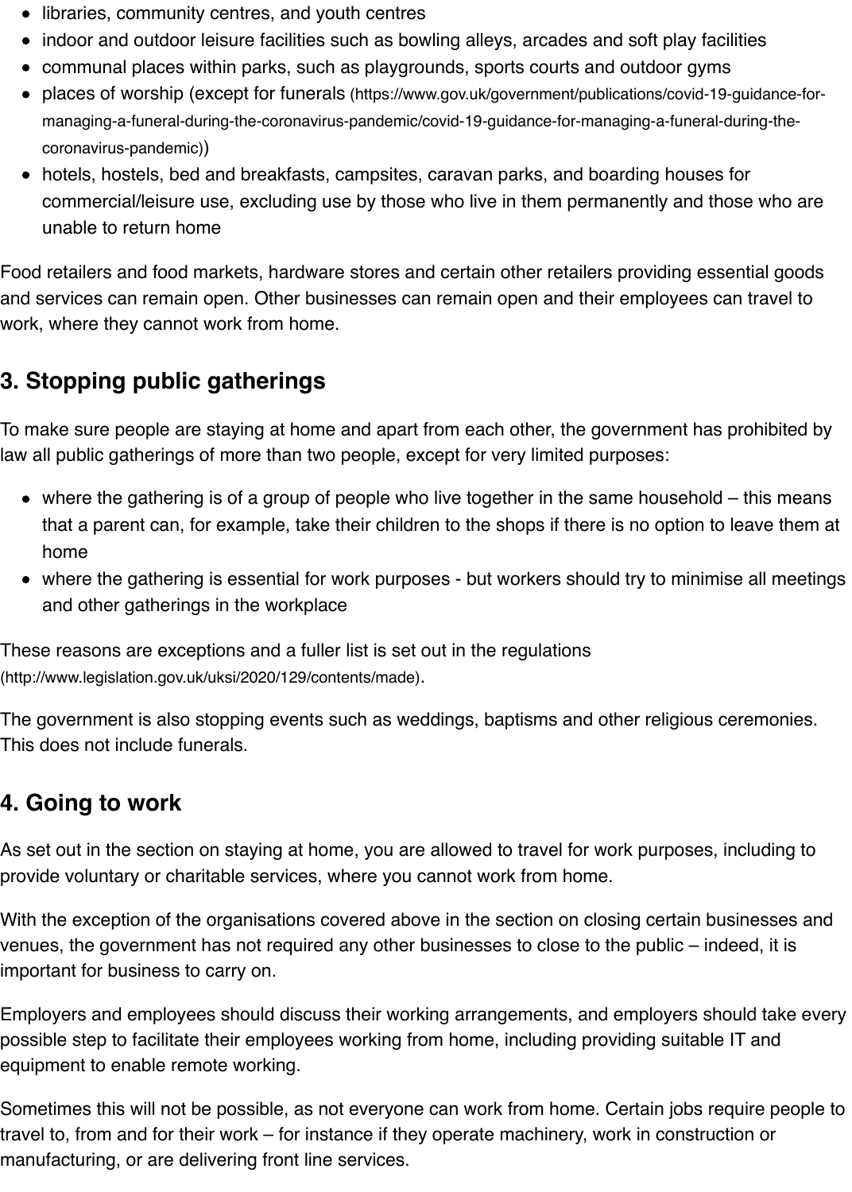- libraries, community centres, and youth centres
- indoor and outdoor leisure facilities such as bowling alleys, arcades and soft play facilities
- communal places within parks, such as playgrounds, sports courts and outdoor gyms
- places of worship (except for funerals (https://www.gov.uk/government/publications/covid-19-guidance-for-managing-a-funeral-during-the-coronavirus-pandemic/covid-19-guidance-for-managing-a-funeral-during-the-coronavirus-pandemic))
- hotels, hostels, bed and breakfasts, campsites, caravan parks, and boarding houses for commercial/leisure use, excluding use by those who live in them permanently and those who are unable to return home

Food retailers and food markets, hardware stores and certain other retailers providing essential goods and services can remain open. Other businesses can remain open and their employees can travel to work, where they cannot work from home.

## 3. Stopping public gatherings

To make sure people are staying at home and apart from each other, the government has prohibited by law all public gatherings of more than two people, except for very limited purposes:

- where the gathering is of a group of people who live together in the same household – this means that a parent can, for example, take their children to the shops if there is no option to leave them at home
- where the gathering is essential for work purposes - but workers should try to minimise all meetings and other gatherings in the workplace

These reasons are exceptions and a fuller list is set out in the regulations (http://www.legislation.gov.uk/uksi/2020/129/contents/made).

The government is also stopping events such as weddings, baptisms and other religious ceremonies. This does not include funerals.

## 4. Going to work

As set out in the section on staying at home, you are allowed to travel for work purposes, including to provide voluntary or charitable services, where you cannot work from home.

With the exception of the organisations covered above in the section on closing certain businesses and venues, the government has not required any other businesses to close to the public – indeed, it is important for business to carry on.

Employers and employees should discuss their working arrangements, and employers should take every possible step to facilitate their employees working from home, including providing suitable IT and equipment to enable remote working.

Sometimes this will not be possible, as not everyone can work from home. Certain jobs require people to travel to, from and for their work – for instance if they operate machinery, work in construction or manufacturing, or are delivering front line services.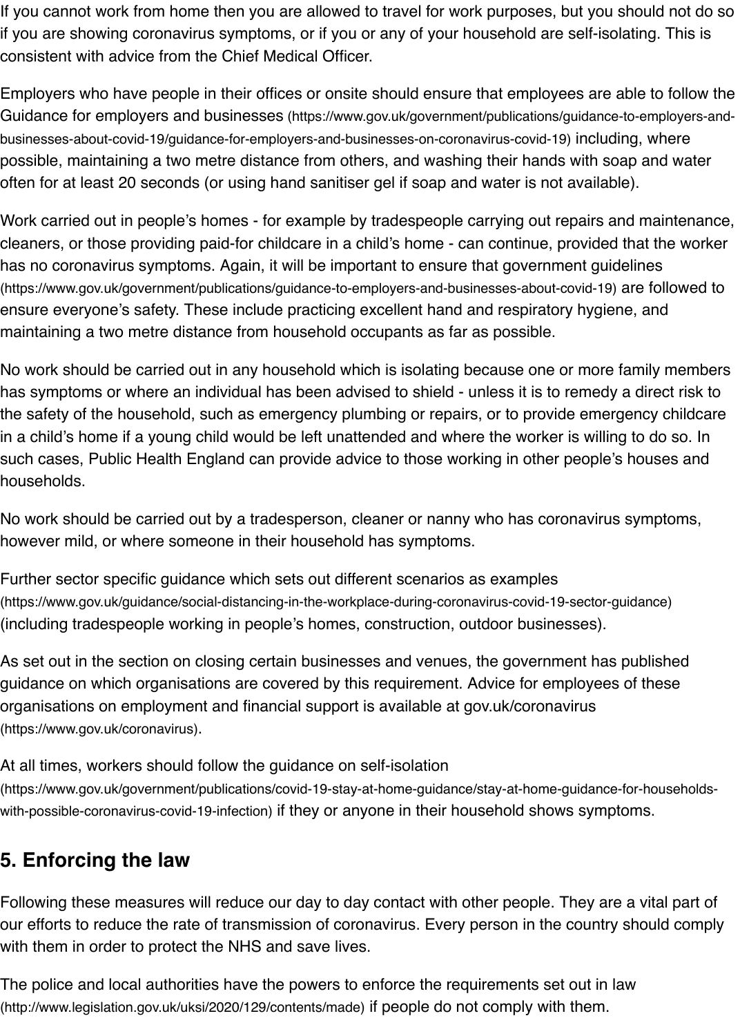If you cannot work from home then you are allowed to travel for work purposes, but you should not do so if you are showing coronavirus symptoms, or if you or any of your household are self-isolating. This is consistent with advice from the Chief Medical Officer.

Employers who have people in their offices or onsite should ensure that employees are able to follow the Guidance for employers and businesses (https://www.gov.uk/government/publications/guidance-to-employers-and-businesses-about-covid-19/guidance-for-employers-and-businesses-on-coronavirus-covid-19) including, where possible, maintaining a two metre distance from others, and washing their hands with soap and water often for at least 20 seconds (or using hand sanitiser gel if soap and water is not available).

Work carried out in people's homes - for example by tradespeople carrying out repairs and maintenance, cleaners, or those providing paid-for childcare in a child's home - can continue, provided that the worker has no coronavirus symptoms. Again, it will be important to ensure that government guidelines (https://www.gov.uk/government/publications/guidance-to-employers-and-businesses-about-covid-19) are followed to ensure everyone's safety. These include practicing excellent hand and respiratory hygiene, and maintaining a two metre distance from household occupants as far as possible.

No work should be carried out in any household which is isolating because one or more family members has symptoms or where an individual has been advised to shield - unless it is to remedy a direct risk to the safety of the household, such as emergency plumbing or repairs, or to provide emergency childcare in a child's home if a young child would be left unattended and where the worker is willing to do so. In such cases, Public Health England can provide advice to those working in other people's houses and households.

No work should be carried out by a tradesperson, cleaner or nanny who has coronavirus symptoms, however mild, or where someone in their household has symptoms.

Further sector specific guidance which sets out different scenarios as examples (https://www.gov.uk/guidance/social-distancing-in-the-workplace-during-coronavirus-covid-19-sector-guidance) (including tradespeople working in people's homes, construction, outdoor businesses).

As set out in the section on closing certain businesses and venues, the government has published guidance on which organisations are covered by this requirement. Advice for employees of these organisations on employment and financial support is available at gov.uk/coronavirus (https://www.gov.uk/coronavirus).

At all times, workers should follow the guidance on self-isolation (https://www.gov.uk/government/publications/covid-19-stay-at-home-guidance/stay-at-home-guidance-for-households-with-possible-coronavirus-covid-19-infection) if they or anyone in their household shows symptoms.

## 5. Enforcing the law

Following these measures will reduce our day to day contact with other people. They are a vital part of our efforts to reduce the rate of transmission of coronavirus. Every person in the country should comply with them in order to protect the NHS and save lives.

The police and local authorities have the powers to enforce the requirements set out in law (http://www.legislation.gov.uk/uksi/2020/129/contents/made) if people do not comply with them.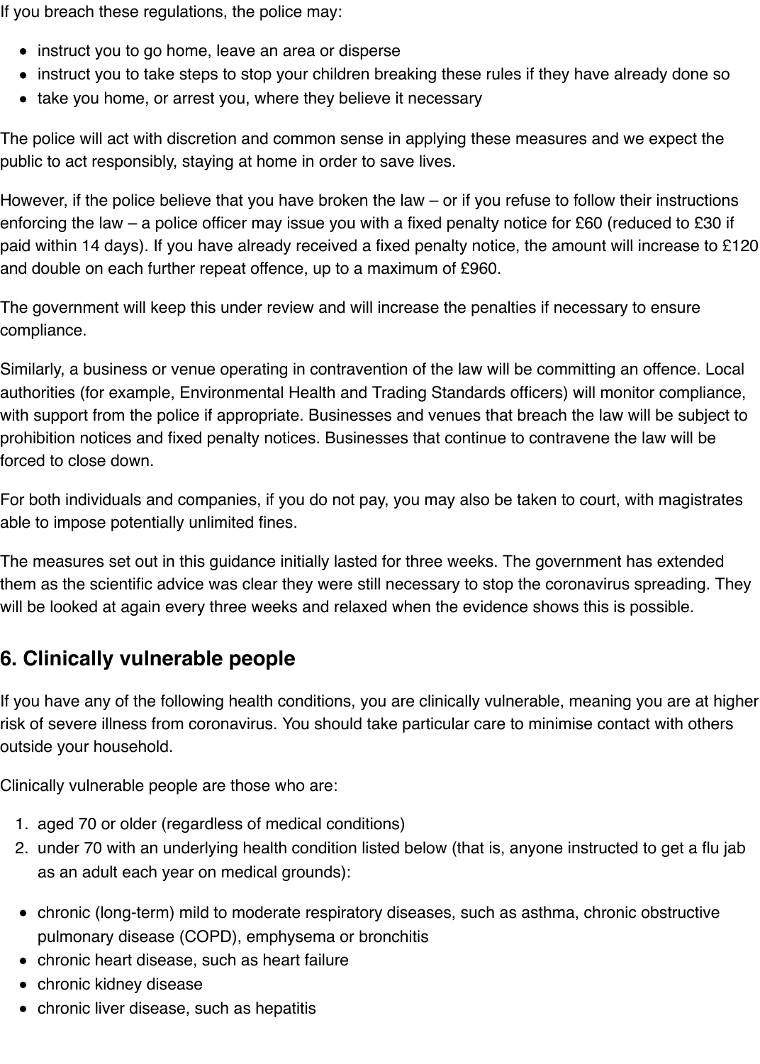If you breach these regulations, the police may:

- instruct you to go home, leave an area or disperse
- instruct you to take steps to stop your children breaking these rules if they have already done so
- take you home, or arrest you, where they believe it necessary

The police will act with discretion and common sense in applying these measures and we expect the public to act responsibly, staying at home in order to save lives.

However, if the police believe that you have broken the law – or if you refuse to follow their instructions enforcing the law – a police officer may issue you with a fixed penalty notice for £60 (reduced to £30 if paid within 14 days). If you have already received a fixed penalty notice, the amount will increase to £120 and double on each further repeat offence, up to a maximum of £960.

The government will keep this under review and will increase the penalties if necessary to ensure compliance.

Similarly, a business or venue operating in contravention of the law will be committing an offence. Local authorities (for example, Environmental Health and Trading Standards officers) will monitor compliance, with support from the police if appropriate. Businesses and venues that breach the law will be subject to prohibition notices and fixed penalty notices. Businesses that continue to contravene the law will be forced to close down.

For both individuals and companies, if you do not pay, you may also be taken to court, with magistrates able to impose potentially unlimited fines.

The measures set out in this guidance initially lasted for three weeks. The government has extended them as the scientific advice was clear they were still necessary to stop the coronavirus spreading. They will be looked at again every three weeks and relaxed when the evidence shows this is possible.

## 6. Clinically vulnerable people

If you have any of the following health conditions, you are clinically vulnerable, meaning you are at higher risk of severe illness from coronavirus. You should take particular care to minimise contact with others outside your household.

Clinically vulnerable people are those who are:

1. aged 70 or older (regardless of medical conditions)
2. under 70 with an underlying health condition listed below (that is, anyone instructed to get a flu jab as an adult each year on medical grounds):

- chronic (long-term) mild to moderate respiratory diseases, such as asthma, chronic obstructive pulmonary disease (COPD), emphysema or bronchitis
- chronic heart disease, such as heart failure
- chronic kidney disease
- chronic liver disease, such as hepatitis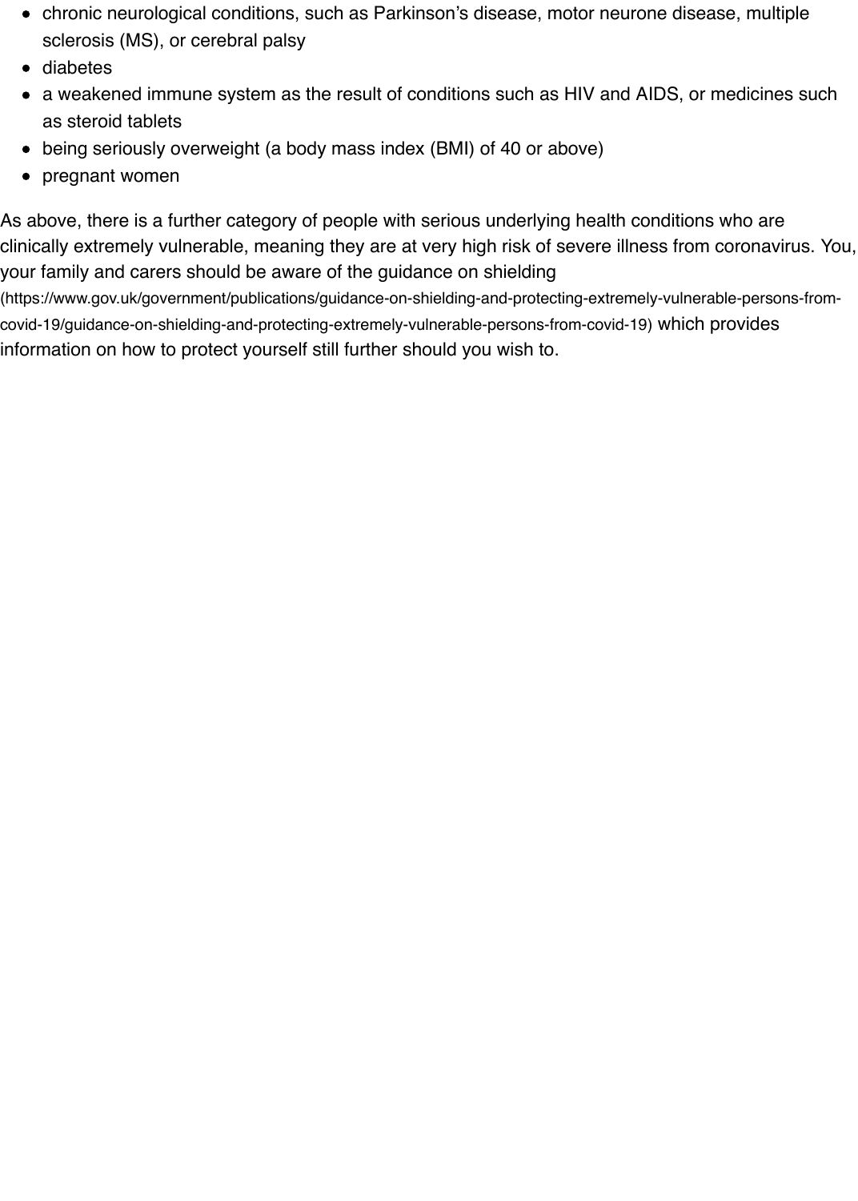- chronic neurological conditions, such as Parkinson's disease, motor neurone disease, multiple sclerosis (MS), or cerebral palsy
- diabetes
- a weakened immune system as the result of conditions such as HIV and AIDS, or medicines such as steroid tablets
- being seriously overweight (a body mass index (BMI) of 40 or above)
- pregnant women

As above, there is a further category of people with serious underlying health conditions who are clinically extremely vulnerable, meaning they are at very high risk of severe illness from coronavirus. You, your family and carers should be aware of the guidance on shielding (https://www.gov.uk/government/publications/guidance-on-shielding-and-protecting-extremely-vulnerable-persons-from-covid-19/guidance-on-shielding-and-protecting-extremely-vulnerable-persons-from-covid-19) which provides information on how to protect yourself still further should you wish to.